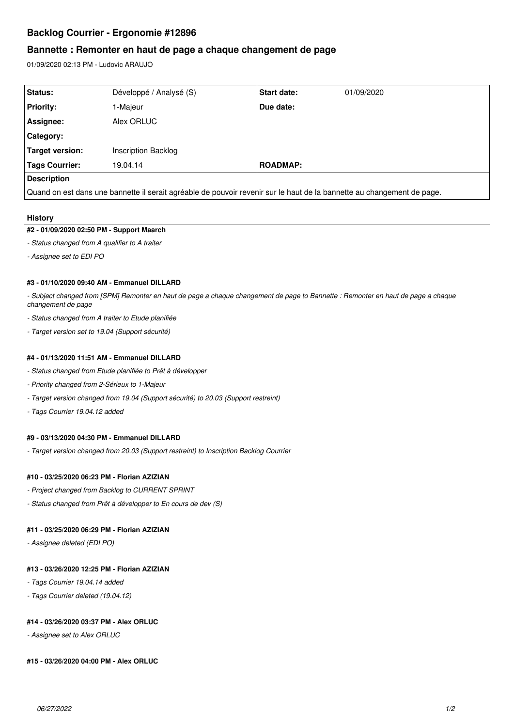# Backlog Courrier - Ergonomie #12896

## Bannette : Remonter en haut de page a chaque changement de page

01/09/2020 02:13 PM - Ludovic ARAUJO

| Status: | Développé / Analysé (S) | Start date: | 01/09/2020 |
|---|---|---|---|
| Priority: | 1-Majeur | Due date: | |
| Assignee: | Alex ORLUC | | |
| Category: | | | |
| Target version: | Inscription Backlog | | |
| Tags Courrier: | 19.04.14 | ROADMAP: | |

**Description**

Quand on est dans une bannette il serait agréable de pouvoir revenir sur le haut de la bannette au changement de page.

### History

#### #2 - 01/09/2020 02:50 PM - Support Maarch

*- Status changed from A qualifier to A traiter*

*- Assignee set to EDI PO*

#### #3 - 01/10/2020 09:40 AM - Emmanuel DILLARD

*- Subject changed from [SPM] Remonter en haut de page a chaque changement de page to Bannette : Remonter en haut de page a chaque changement de page*

*- Status changed from A traiter to Etude planifiée*

*- Target version set to 19.04 (Support sécurité)*

#### #4 - 01/13/2020 11:51 AM - Emmanuel DILLARD

*- Status changed from Etude planifiée to Prêt à développer*

*- Priority changed from 2-Sérieux to 1-Majeur*

*- Target version changed from 19.04 (Support sécurité) to 20.03 (Support restreint)*

*- Tags Courrier 19.04.12 added*

#### #9 - 03/13/2020 04:30 PM - Emmanuel DILLARD

*- Target version changed from 20.03 (Support restreint) to Inscription Backlog Courrier*

#### #10 - 03/25/2020 06:23 PM - Florian AZIZIAN

*- Project changed from Backlog to CURRENT SPRINT*

*- Status changed from Prêt à développer to En cours de dev (S)*

#### #11 - 03/25/2020 06:29 PM - Florian AZIZIAN

*- Assignee deleted (EDI PO)*

#### #13 - 03/26/2020 12:25 PM - Florian AZIZIAN

*- Tags Courrier 19.04.14 added*

*- Tags Courrier deleted (19.04.12)*

#### #14 - 03/26/2020 03:37 PM - Alex ORLUC

*- Assignee set to Alex ORLUC*

#### #15 - 03/26/2020 04:00 PM - Alex ORLUC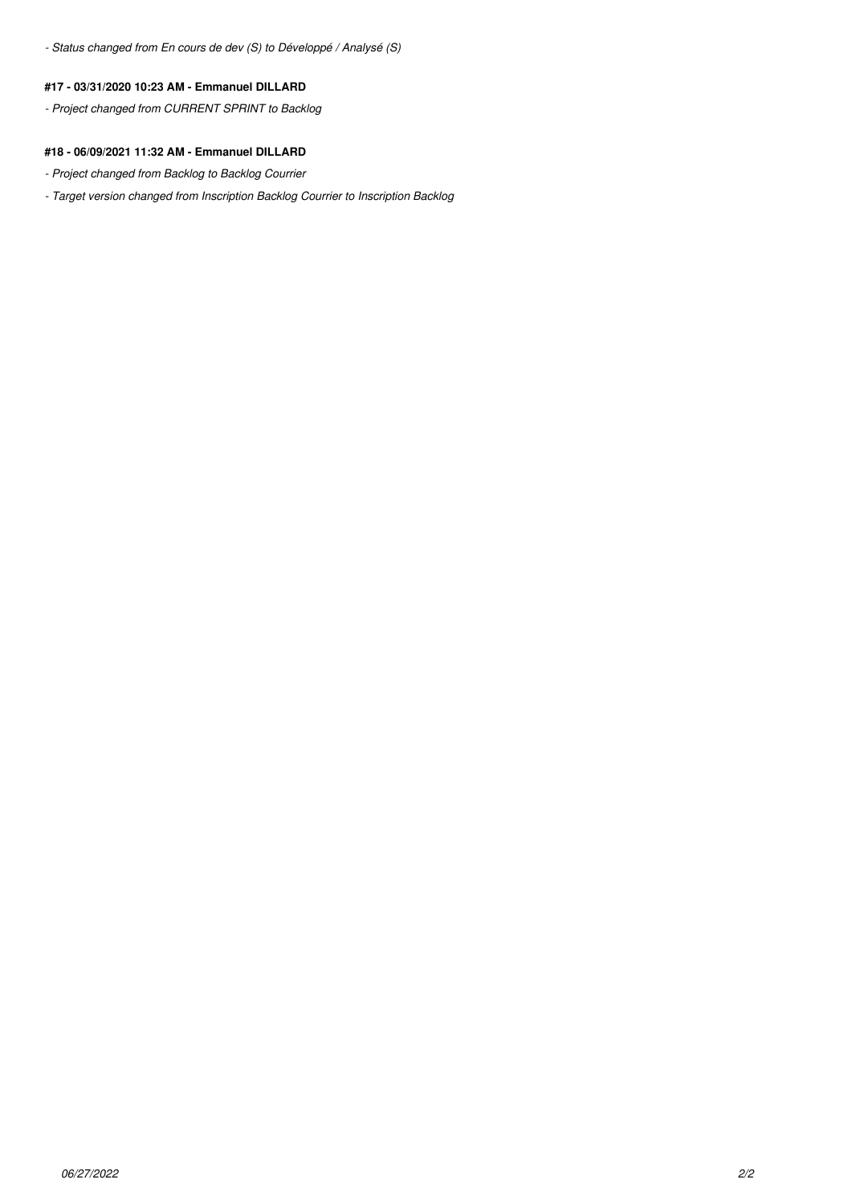*- Status changed from En cours de dev (S) to Développé / Analysé (S)*

#### #17 - 03/31/2020 10:23 AM - Emmanuel DILLARD

*- Project changed from CURRENT SPRINT to Backlog*

#### #18 - 06/09/2021 11:32 AM - Emmanuel DILLARD

*- Project changed from Backlog to Backlog Courrier*

*- Target version changed from Inscription Backlog Courrier to Inscription Backlog*